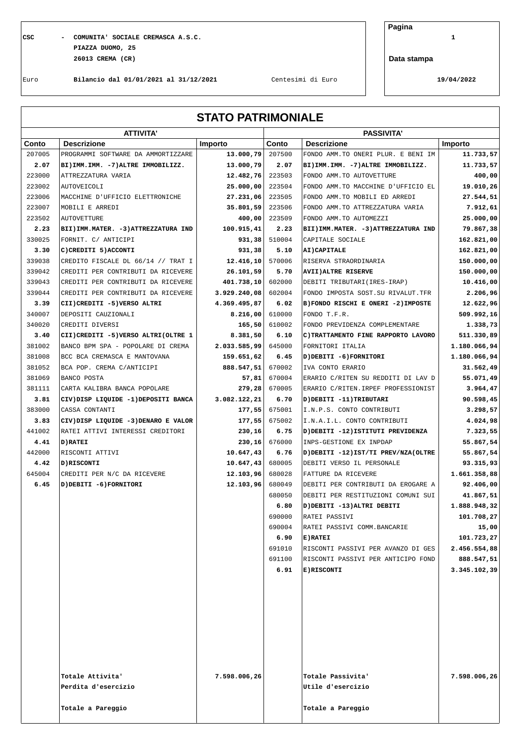CSC - COMUNITA' SOCIALE CREMASCA A.S.C.
PIAZZA DUOMO, 25
26013 CREMA (CR)

Pagina 1

Data stampa 19/04/2022

Euro — Bilancio dal 01/01/2021 al 31/12/2021 — Centesimi di Euro

# STATO PATRIMONIALE

| ATTIVITA' | | | PASSIVITA' | | |
|---|---|---|---|---|---|
| **Conto** | **Descrizione** | **Importo** | **Conto** | **Descrizione** | **Importo** |
| 207005 | PROGRAMMI SOFTWARE DA AMMORTIZZARE | 13.000,79 | 207500 | FONDO AMM.TO ONERI PLUR. E BENI IM | 11.733,57 |
| **2.07** | **BI)IMM.IMM. -7)ALTRE IMMOBILIZZ.** | **13.000,79** | **2.07** | **BI)IMM.IMM. -7)ALTRE IMMOBILIZZ.** | **11.733,57** |
| 223000 | ATTREZZATURA VARIA | 12.482,76 | 223503 | FONDO AMM.TO AUTOVETTURE | 400,00 |
| 223002 | AUTOVEICOLI | 25.000,00 | 223504 | FONDO AMM.TO MACCHINE D'UFFICIO EL | 19.010,26 |
| 223006 | MACCHINE D'UFFICIO ELETTRONICHE | 27.231,06 | 223505 | FONDO AMM.TO MOBILI ED ARREDI | 27.544,51 |
| 223007 | MOBILI E ARREDI | 35.801,59 | 223506 | FONDO AMM.TO ATTREZZATURA VARIA | 7.912,61 |
| 223502 | AUTOVETTURE | 400,00 | 223509 | FONDO AMM.TO AUTOMEZZI | 25.000,00 |
| **2.23** | **BII)IMM.MATER. -3)ATTREZZATURA IND** | **100.915,41** | **2.23** | **BII)IMM.MATER. -3)ATTREZZATURA IND** | **79.867,38** |
| 330025 | FORNIT. C/ ANTICIPI | 931,38 | 510004 | CAPITALE SOCIALE | 162.821,00 |
| **3.30** | **C)CREDITI 5)ACCONTI** | **931,38** | **5.10** | **AI)CAPITALE** | **162.821,00** |
| 339038 | CREDITO FISCALE DL 66/14 // TRAT I | 12.416,10 | 570006 | RISERVA STRAORDINARIA | 150.000,00 |
| 339042 | CREDITI PER CONTRIBUTI DA RICEVERE | 26.101,59 | **5.70** | **AVII)ALTRE RISERVE** | **150.000,00** |
| 339043 | CREDITI PER CONTRIBUTI DA RICEVERE | 401.738,10 | 602000 | DEBITI TRIBUTARI(IRES-IRAP) | 10.416,00 |
| 339044 | CREDITI PER CONTRIBUTI DA RICEVERE | 3.929.240,08 | 602004 | FONDO IMPOSTA SOST.SU RIVALUT.TFR | 2.206,96 |
| **3.39** | **CII)CREDITI -5)VERSO ALTRI** | **4.369.495,87** | **6.02** | **B)FONDO RISCHI E ONERI -2)IMPOSTE** | **12.622,96** |
| 340007 | DEPOSITI CAUZIONALI | 8.216,00 | 610000 | FONDO T.F.R. | 509.992,16 |
| 340020 | CREDITI DIVERSI | 165,50 | 610002 | FONDO PREVIDENZA COMPLEMENTARE | 1.338,73 |
| **3.40** | **CII)CREDITI -5)VERSO ALTRI(OLTRE 1** | **8.381,50** | **6.10** | **C)TRATTAMENTO FINE RAPPORTO LAVORO** | **511.330,89** |
| 381002 | BANCO BPM SPA - POPOLARE DI CREMA | 2.033.585,99 | 645000 | FORNITORI ITALIA | 1.180.066,94 |
| 381008 | BCC BCA CREMASCA E MANTOVANA | 159.651,62 | **6.45** | **D)DEBITI -6)FORNITORI** | **1.180.066,94** |
| 381052 | BCA POP. CREMA C/ANTICIPI | 888.547,51 | 670002 | IVA CONTO ERARIO | 31.562,49 |
| 381069 | BANCO POSTA | 57,81 | 670004 | ERARIO C/RITEN SU REDDITI DI LAV D | 55.071,49 |
| 381111 | CARTA KALIBRA BANCA POPOLARE | 279,28 | 670005 | ERARIO C/RITEN.IRPEF PROFESSIONIST | 3.964,47 |
| **3.81** | **CIV)DISP LIQUIDE -1)DEPOSITI BANCA** | **3.082.122,21** | **6.70** | **D)DEBITI -11)TRIBUTARI** | **90.598,45** |
| 383000 | CASSA CONTANTI | 177,55 | 675001 | I.N.P.S. CONTO CONTRIBUTI | 3.298,57 |
| **3.83** | **CIV)DISP LIQUIDE -3)DENARO E VALOR** | **177,55** | 675002 | I.N.A.I.L. CONTO CONTRIBUTI | 4.024,98 |
| 441002 | RATEI ATTIVI INTERESSI CREDITORI | 230,16 | **6.75** | **D)DEBITI -12)ISTITUTI PREVIDENZA** | **7.323,55** |
| **4.41** | **D)RATEI** | **230,16** | 676000 | INPS-GESTIONE EX INPDAP | 55.867,54 |
| 442000 | RISCONTI ATTIVI | 10.647,43 | **6.76** | **D)DEBITI -12)IST/TI PREV/NZA(OLTRE** | **55.867,54** |
| **4.42** | **D)RISCONTI** | **10.647,43** | 680005 | DEBITI VERSO IL PERSONALE | 93.315,93 |
| 645004 | CREDITI PER N/C DA RICEVERE | 12.103,96 | 680028 | FATTURE DA RICEVERE | 1.661.358,88 |
| **6.45** | **D)DEBITI -6)FORNITORI** | **12.103,96** | 680049 | DEBITI PER CONTRIBUTI DA EROGARE A | 92.406,00 |
| | | | 680050 | DEBITI PER RESTITUZIONI COMUNI SUI | 41.867,51 |
| | | | **6.80** | **D)DEBITI -13)ALTRI DEBITI** | **1.888.948,32** |
| | | | 690000 | RATEI PASSIVI | 101.708,27 |
| | | | 690004 | RATEI PASSIVI COMM.BANCARIE | 15,00 |
| | | | **6.90** | **E)RATEI** | **101.723,27** |
| | | | 691010 | RISCONTI PASSIVI PER AVANZO DI GES | 2.456.554,88 |
| | | | 691100 | RISCONTI PASSIVI PER ANTICIPO FOND | 888.547,51 |
| | | | **6.91** | **E)RISCONTI** | **3.345.102,39** |
| | **Totale Attivita'** | **7.598.006,26** | | **Totale Passivita'** | **7.598.006,26** |
| | **Perdita d'esercizio** | | | **Utile d'esercizio** | |
| | **Totale a Pareggio** | | | **Totale a Pareggio** | |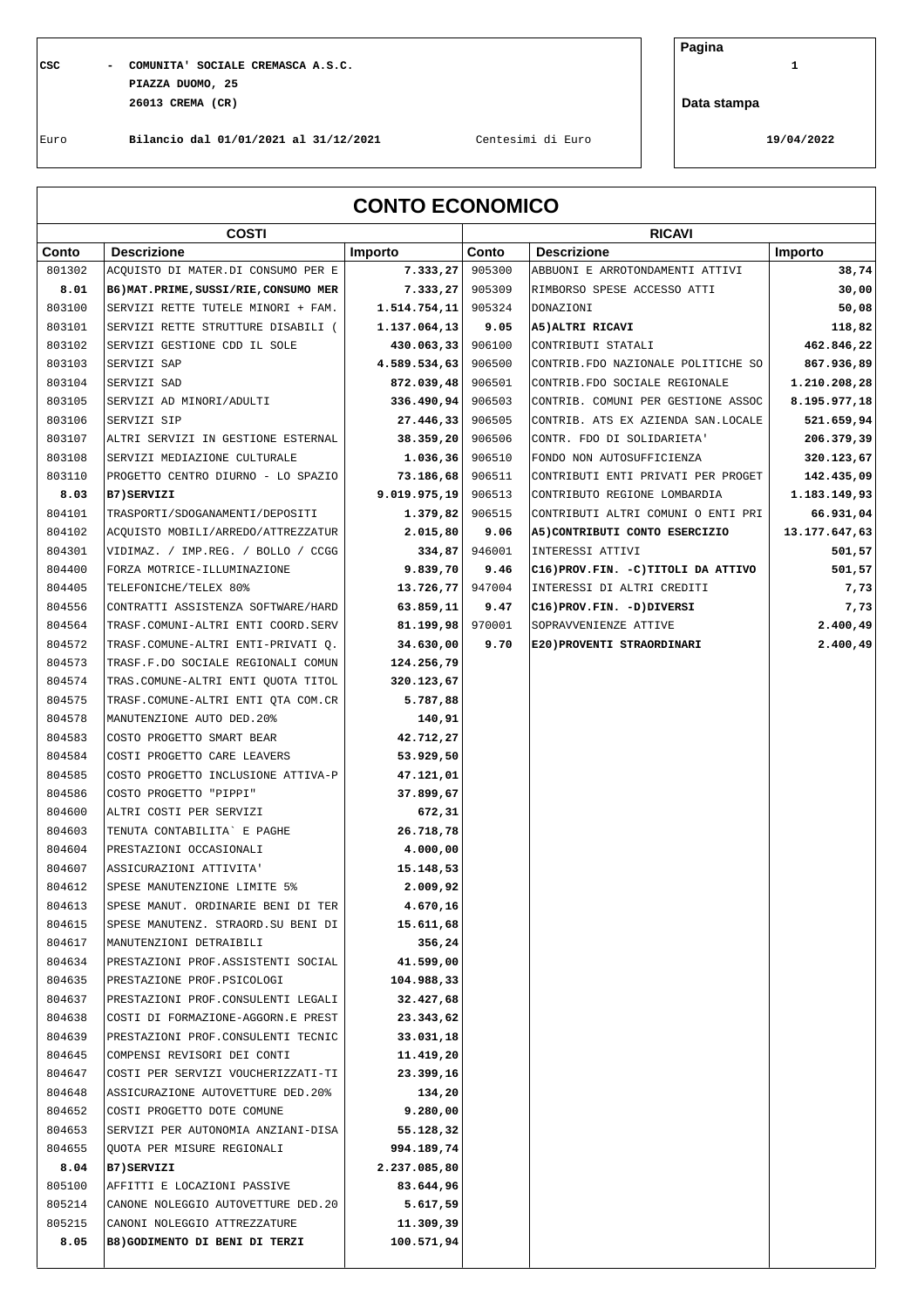CSC - COMUNITA' SOCIALE CREMASCA A.S.C.
PIAZZA DUOMO, 25
26013 CREMA (CR)

Euro **Bilancio dal 01/01/2021 al 31/12/2021** Centesimi di Euro

Pagina 1

Data stampa 19/04/2022

# CONTO ECONOMICO

| COSTI | | | RICAVI | | |
|---|---|---|---|---|---|
| **Conto** | **Descrizione** | **Importo** | **Conto** | **Descrizione** | **Importo** |
| 801302 | ACQUISTO DI MATER.DI CONSUMO PER E | **7.333,27** | 905300 | ABBUONI E ARROTONDAMENTI ATTIVI | **38,74** |
| **8.01** | **B6)MAT.PRIME,SUSSI/RIE,CONSUMO MER** | **7.333,27** | 905309 | RIMBORSO SPESE ACCESSO ATTI | **30,00** |
| 803100 | SERVIZI RETTE TUTELE MINORI + FAM. | **1.514.754,11** | 905324 | DONAZIONI | **50,08** |
| 803101 | SERVIZI RETTE STRUTTURE DISABILI ( | **1.137.064,13** | **9.05** | **A5)ALTRI RICAVI** | **118,82** |
| 803102 | SERVIZI GESTIONE CDD IL SOLE | **430.063,33** | 906100 | CONTRIBUTI STATALI | **462.846,22** |
| 803103 | SERVIZI SAP | **4.589.534,63** | 906500 | CONTRIB.FDO NAZIONALE POLITICHE SO | **867.936,89** |
| 803104 | SERVIZI SAD | **872.039,48** | 906501 | CONTRIB.FDO SOCIALE REGIONALE | **1.210.208,28** |
| 803105 | SERVIZI AD MINORI/ADULTI | **336.490,94** | 906503 | CONTRIB. COMUNI PER GESTIONE ASSOC | **8.195.977,18** |
| 803106 | SERVIZI SIP | **27.446,33** | 906505 | CONTRIB. ATS EX AZIENDA SAN.LOCALE | **521.659,94** |
| 803107 | ALTRI SERVIZI IN GESTIONE ESTERNAL | **38.359,20** | 906506 | CONTR. FDO DI SOLIDARIETA' | **206.379,39** |
| 803108 | SERVIZI MEDIAZIONE CULTURALE | **1.036,36** | 906510 | FONDO NON AUTOSUFFICIENZA | **320.123,67** |
| 803110 | PROGETTO CENTRO DIURNO - LO SPAZIO | **73.186,68** | 906511 | CONTRIBUTI ENTI PRIVATI PER PROGET | **142.435,09** |
| **8.03** | **B7)SERVIZI** | **9.019.975,19** | 906513 | CONTRIBUTO REGIONE LOMBARDIA | **1.183.149,93** |
| 804101 | TRASPORTI/SDOGANAMENTI/DEPOSITI | **1.379,82** | 906515 | CONTRIBUTI ALTRI COMUNI O ENTI PRI | **66.931,04** |
| 804102 | ACQUISTO MOBILI/ARREDO/ATTREZZATUR | **2.015,80** | **9.06** | **A5)CONTRIBUTI CONTO ESERCIZIO** | **13.177.647,63** |
| 804301 | VIDIMAZ. / IMP.REG. / BOLLO / CCGG | **334,87** | 946001 | INTERESSI ATTIVI | **501,57** |
| 804400 | FORZA MOTRICE-ILLUMINAZIONE | **9.839,70** | **9.46** | **C16)PROV.FIN. -C)TITOLI DA ATTIVO** | **501,57** |
| 804405 | TELEFONICHE/TELEX 80% | **13.726,77** | 947004 | INTERESSI DI ALTRI CREDITI | **7,73** |
| 804556 | CONTRATTI ASSISTENZA SOFTWARE/HARD | **63.859,11** | **9.47** | **C16)PROV.FIN. -D)DIVERSI** | **7,73** |
| 804564 | TRASF.COMUNI-ALTRI ENTI COORD.SERV | **81.199,98** | 970001 | SOPRAVVENIENZE ATTIVE | **2.400,49** |
| 804572 | TRASF.COMUNE-ALTRI ENTI-PRIVATI Q. | **34.630,00** | **9.70** | **E20)PROVENTI STRAORDINARI** | **2.400,49** |
| 804573 | TRASF.F.DO SOCIALE REGIONALI COMUN | **124.256,79** | | | |
| 804574 | TRAS.COMUNE-ALTRI ENTI QUOTA TITOL | **320.123,67** | | | |
| 804575 | TRASF.COMUNE-ALTRI ENTI QTA COM.CR | **5.787,88** | | | |
| 804578 | MANUTENZIONE AUTO DED.20% | **140,91** | | | |
| 804583 | COSTO PROGETTO SMART BEAR | **42.712,27** | | | |
| 804584 | COSTI PROGETTO CARE LEAVERS | **53.929,50** | | | |
| 804585 | COSTO PROGETTO INCLUSIONE ATTIVA-P | **47.121,01** | | | |
| 804586 | COSTO PROGETTO "PIPPI" | **37.899,67** | | | |
| 804600 | ALTRI COSTI PER SERVIZI | **672,31** | | | |
| 804603 | TENUTA CONTABILITA` E PAGHE | **26.718,78** | | | |
| 804604 | PRESTAZIONI OCCASIONALI | **4.000,00** | | | |
| 804607 | ASSICURAZIONI ATTIVITA' | **15.148,53** | | | |
| 804612 | SPESE MANUTENZIONE LIMITE 5% | **2.009,92** | | | |
| 804613 | SPESE MANUT. ORDINARIE BENI DI TER | **4.670,16** | | | |
| 804615 | SPESE MANUTENZ. STRAORD.SU BENI DI | **15.611,68** | | | |
| 804617 | MANUTENZIONI DETRAIBILI | **356,24** | | | |
| 804634 | PRESTAZIONI PROF.ASSISTENTI SOCIAL | **41.599,00** | | | |
| 804635 | PRESTAZIONE PROF.PSICOLOGI | **104.988,33** | | | |
| 804637 | PRESTAZIONI PROF.CONSULENTI LEGALI | **32.427,68** | | | |
| 804638 | COSTI DI FORMAZIONE-AGGORN.E PREST | **23.343,62** | | | |
| 804639 | PRESTAZIONI PROF.CONSULENTI TECNIC | **33.031,18** | | | |
| 804645 | COMPENSI REVISORI DEI CONTI | **11.419,20** | | | |
| 804647 | COSTI PER SERVIZI VOUCHERIZZATI-TI | **23.399,16** | | | |
| 804648 | ASSICURAZIONE AUTOVETTURE DED.20% | **134,20** | | | |
| 804652 | COSTI PROGETTO DOTE COMUNE | **9.280,00** | | | |
| 804653 | SERVIZI PER AUTONOMIA ANZIANI-DISA | **55.128,32** | | | |
| 804655 | QUOTA PER MISURE REGIONALI | **994.189,74** | | | |
| **8.04** | **B7)SERVIZI** | **2.237.085,80** | | | |
| 805100 | AFFITTI E LOCAZIONI PASSIVE | **83.644,96** | | | |
| 805214 | CANONE NOLEGGIO AUTOVETTURE DED.20 | **5.617,59** | | | |
| 805215 | CANONI NOLEGGIO ATTREZZATURE | **11.309,39** | | | |
| **8.05** | **B8)GODIMENTO DI BENI DI TERZI** | **100.571,94** | | | |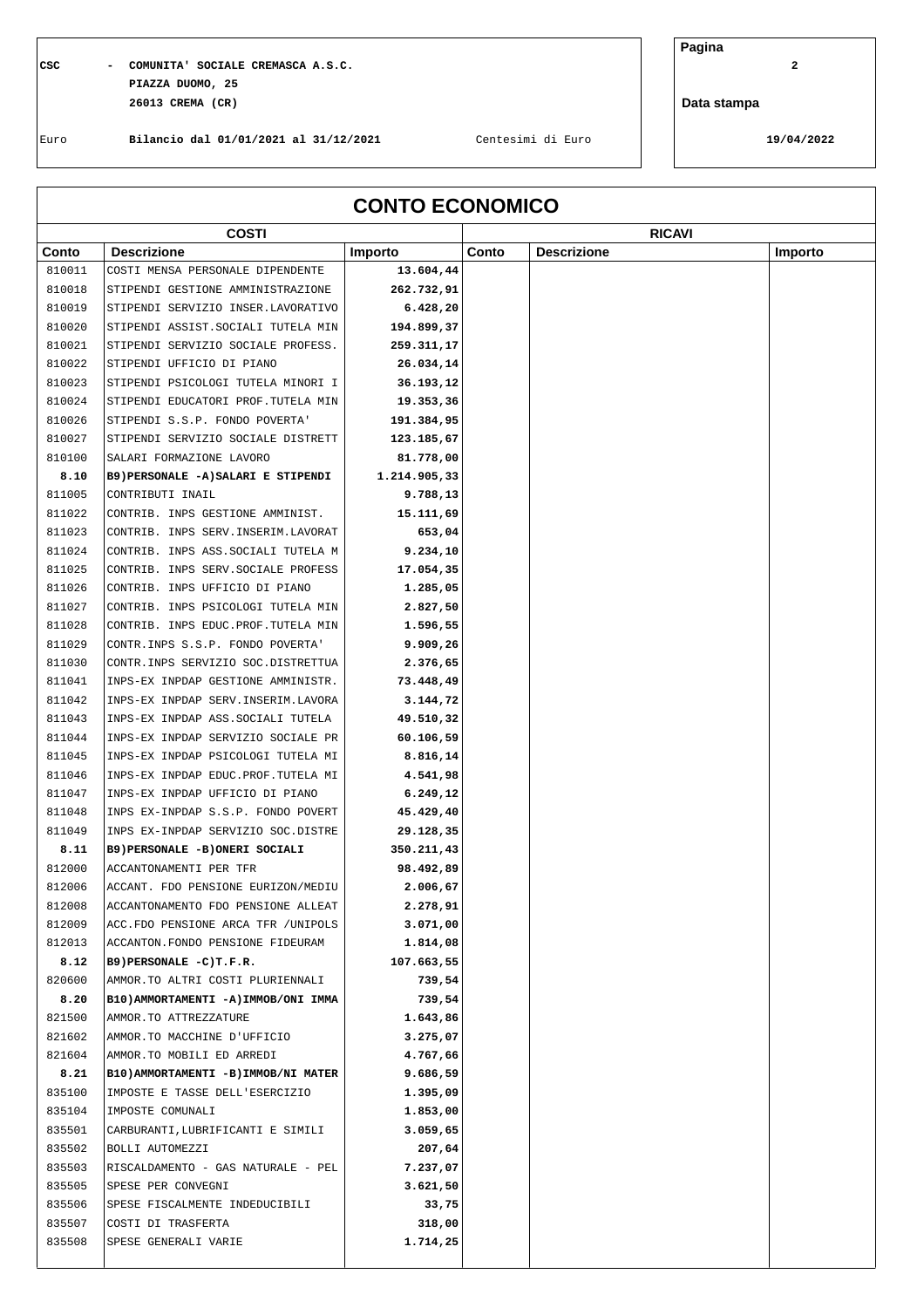CSC - COMUNITA' SOCIALE CREMASCA A.S.C.
PIAZZA DUOMO, 25
26013 CREMA (CR)

Data stampa 19/04/2022

Euro — Bilancio dal 01/01/2021 al 31/12/2021 — Centesimi di Euro

## CONTO ECONOMICO

| COSTI | | | RICAVI | | |
|---|---|---|---|---|---|
| **Conto** | **Descrizione** | **Importo** | **Conto** | **Descrizione** | **Importo** |
| 810011 | COSTI MENSA PERSONALE DIPENDENTE | 13.604,44 | | | |
| 810018 | STIPENDI GESTIONE AMMINISTRAZIONE | 262.732,91 | | | |
| 810019 | STIPENDI SERVIZIO INSER.LAVORATIVO | 6.428,20 | | | |
| 810020 | STIPENDI ASSIST.SOCIALI TUTELA MIN | 194.899,37 | | | |
| 810021 | STIPENDI SERVIZIO SOCIALE PROFESS. | 259.311,17 | | | |
| 810022 | STIPENDI UFFICIO DI PIANO | 26.034,14 | | | |
| 810023 | STIPENDI PSICOLOGI TUTELA MINORI I | 36.193,12 | | | |
| 810024 | STIPENDI EDUCATORI PROF.TUTELA MIN | 19.353,36 | | | |
| 810026 | STIPENDI S.S.P. FONDO POVERTA' | 191.384,95 | | | |
| 810027 | STIPENDI SERVIZIO SOCIALE DISTRETT | 123.185,67 | | | |
| 810100 | SALARI FORMAZIONE LAVORO | 81.778,00 | | | |
| **8.10** | **B9)PERSONALE -A)SALARI E STIPENDI** | **1.214.905,33** | | | |
| 811005 | CONTRIBUTI INAIL | 9.788,13 | | | |
| 811022 | CONTRIB. INPS GESTIONE AMMINIST. | 15.111,69 | | | |
| 811023 | CONTRIB. INPS SERV.INSERIM.LAVORAT | 653,04 | | | |
| 811024 | CONTRIB. INPS ASS.SOCIALI TUTELA M | 9.234,10 | | | |
| 811025 | CONTRIB. INPS SERV.SOCIALE PROFESS | 17.054,35 | | | |
| 811026 | CONTRIB. INPS UFFICIO DI PIANO | 1.285,05 | | | |
| 811027 | CONTRIB. INPS PSICOLOGI TUTELA MIN | 2.827,50 | | | |
| 811028 | CONTRIB. INPS EDUC.PROF.TUTELA MIN | 1.596,55 | | | |
| 811029 | CONTR.INPS S.S.P. FONDO POVERTA' | 9.909,26 | | | |
| 811030 | CONTR.INPS SERVIZIO SOC.DISTRETTUA | 2.376,65 | | | |
| 811041 | INPS-EX INPDAP GESTIONE AMMINISTR. | 73.448,49 | | | |
| 811042 | INPS-EX INPDAP SERV.INSERIM.LAVORA | 3.144,72 | | | |
| 811043 | INPS-EX INPDAP ASS.SOCIALI TUTELA | 49.510,32 | | | |
| 811044 | INPS-EX INPDAP SERVIZIO SOCIALE PR | 60.106,59 | | | |
| 811045 | INPS-EX INPDAP PSICOLOGI TUTELA MI | 8.816,14 | | | |
| 811046 | INPS-EX INPDAP EDUC.PROF.TUTELA MI | 4.541,98 | | | |
| 811047 | INPS-EX INPDAP UFFICIO DI PIANO | 6.249,12 | | | |
| 811048 | INPS EX-INPDAP S.S.P. FONDO POVERT | 45.429,40 | | | |
| 811049 | INPS EX-INPDAP SERVIZIO SOC.DISTRE | 29.128,35 | | | |
| **8.11** | **B9)PERSONALE -B)ONERI SOCIALI** | **350.211,43** | | | |
| 812000 | ACCANTONAMENTI PER TFR | 98.492,89 | | | |
| 812006 | ACCANT. FDO PENSIONE EURIZON/MEDIU | 2.006,67 | | | |
| 812008 | ACCANTONAMENTO FDO PENSIONE ALLEAT | 2.278,91 | | | |
| 812009 | ACC.FDO PENSIONE ARCA TFR /UNIPOLS | 3.071,00 | | | |
| 812013 | ACCANTON.FONDO PENSIONE FIDEURAM | 1.814,08 | | | |
| **8.12** | **B9)PERSONALE -C)T.F.R.** | **107.663,55** | | | |
| 820600 | AMMOR.TO ALTRI COSTI PLURIENNALI | 739,54 | | | |
| **8.20** | **B10)AMMORTAMENTI -A)IMMOB/ONI IMMA** | **739,54** | | | |
| 821500 | AMMOR.TO ATTREZZATURE | 1.643,86 | | | |
| 821602 | AMMOR.TO MACCHINE D'UFFICIO | 3.275,07 | | | |
| 821604 | AMMOR.TO MOBILI ED ARREDI | 4.767,66 | | | |
| **8.21** | **B10)AMMORTAMENTI -B)IMMOB/NI MATER** | **9.686,59** | | | |
| 835100 | IMPOSTE E TASSE DELL'ESERCIZIO | 1.395,09 | | | |
| 835104 | IMPOSTE COMUNALI | 1.853,00 | | | |
| 835501 | CARBURANTI,LUBRIFICANTI E SIMILI | 3.059,65 | | | |
| 835502 | BOLLI AUTOMEZZI | 207,64 | | | |
| 835503 | RISCALDAMENTO - GAS NATURALE - PEL | 7.237,07 | | | |
| 835505 | SPESE PER CONVEGNI | 3.621,50 | | | |
| 835506 | SPESE FISCALMENTE INDEDUCIBILI | 33,75 | | | |
| 835507 | COSTI DI TRASFERTA | 318,00 | | | |
| 835508 | SPESE GENERALI VARIE | 1.714,25 | | | |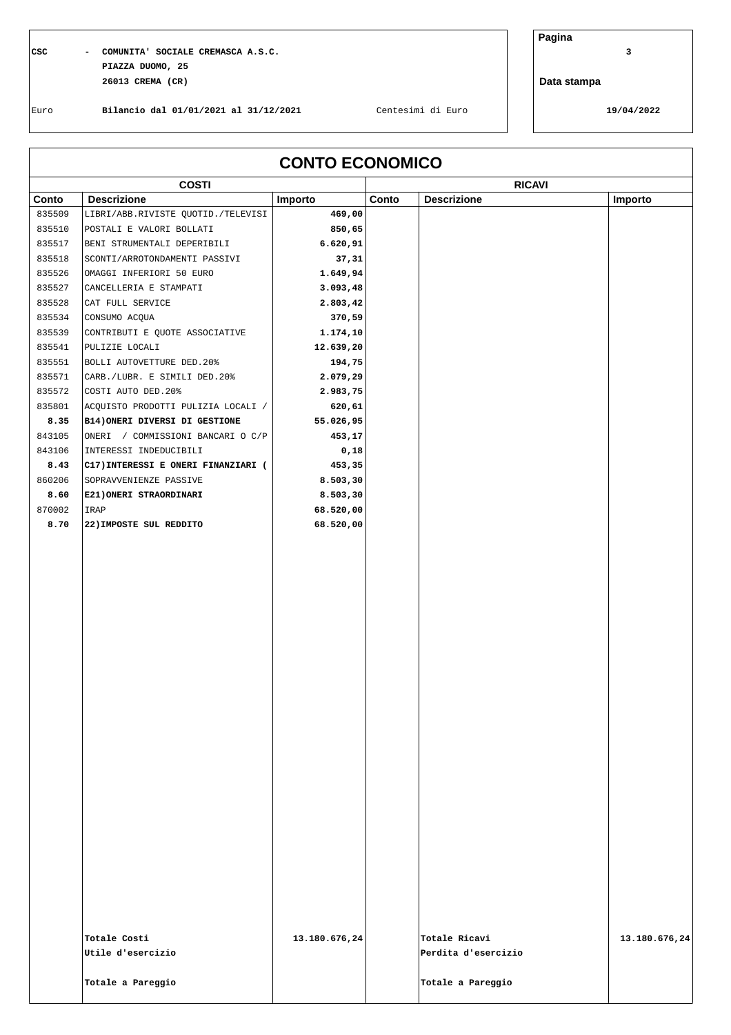| | | | |
|---|---|---|---|
| CSC | - COMUNITA' SOCIALE CREMASCA A.S.C. | | |
| | PIAZZA DUOMO, 25 | | |
| | 26013 CREMA (CR) | | Data stampa |
| Euro | Bilancio dal 01/01/2021 al 31/12/2021 | Centesimi di Euro | 19/04/2022 |

# CONTO ECONOMICO

| COSTI | | | RICAVI | | |
|---|---|---|---|---|---|
| Conto | Descrizione | Importo | Conto | Descrizione | Importo |
| 835509 | LIBRI/ABB.RIVISTE QUOTID./TELEVISI | 469,00 | | | |
| 835510 | POSTALI E VALORI BOLLATI | 850,65 | | | |
| 835517 | BENI STRUMENTALI DEPERIBILI | 6.620,91 | | | |
| 835518 | SCONTI/ARROTONDAMENTI PASSIVI | 37,31 | | | |
| 835526 | OMAGGI INFERIORI 50 EURO | 1.649,94 | | | |
| 835527 | CANCELLERIA E STAMPATI | 3.093,48 | | | |
| 835528 | CAT FULL SERVICE | 2.803,42 | | | |
| 835534 | CONSUMO ACQUA | 370,59 | | | |
| 835539 | CONTRIBUTI E QUOTE ASSOCIATIVE | 1.174,10 | | | |
| 835541 | PULIZIE LOCALI | 12.639,20 | | | |
| 835551 | BOLLI AUTOVETTURE DED.20% | 194,75 | | | |
| 835571 | CARB./LUBR. E SIMILI DED.20% | 2.079,29 | | | |
| 835572 | COSTI AUTO DED.20% | 2.983,75 | | | |
| 835801 | ACQUISTO PRODOTTI PULIZIA LOCALI / | 620,61 | | | |
| **8.35** | **B14)ONERI DIVERSI DI GESTIONE** | **55.026,95** | | | |
| 843105 | ONERI / COMMISSIONI BANCARI O C/P | 453,17 | | | |
| 843106 | INTERESSI INDEDUCIBILI | 0,18 | | | |
| **8.43** | **C17)INTERESSI E ONERI FINANZIARI (** | **453,35** | | | |
| 860206 | SOPRAVVENIENZE PASSIVE | 8.503,30 | | | |
| **8.60** | **E21)ONERI STRAORDINARI** | **8.503,30** | | | |
| 870002 | IRAP | 68.520,00 | | | |
| **8.70** | **22)IMPOSTE SUL REDDITO** | **68.520,00** | | | |
| | **Totale Costi** | **13.180.676,24** | | **Totale Ricavi** | **13.180.676,24** |
| | **Utile d'esercizio** | | | **Perdita d'esercizio** | |
| | **Totale a Pareggio** | | | **Totale a Pareggio** | |